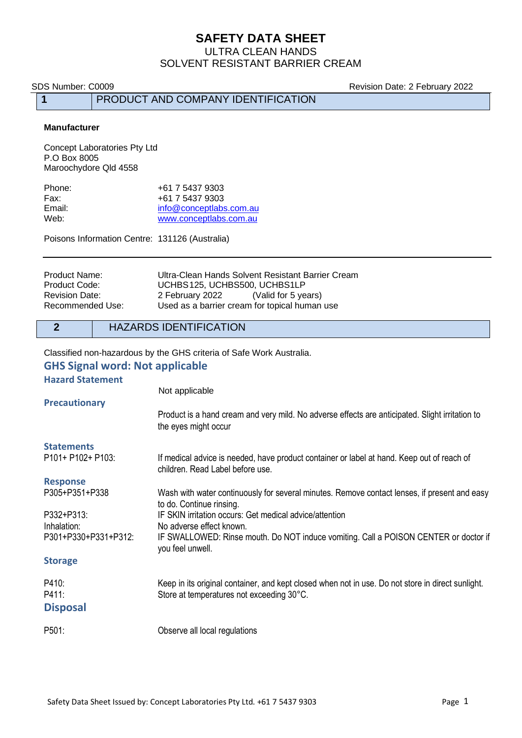# SAFETY DATA SHEET

ULTRA CLEAN HANDS

SOLVENT RESISTANT BARRIER CREAM

SDS Number: C0009 | Revision Date: 2 February 2022

## 1 PRODUCT AND COMPANY IDENTIFICATION

**Manufacturer**

Concept Laboratories Pty Ltd
P.O Box 8005
Maroochydore Qld 4558

| | |
|---|---|
| Phone: | +61 7 5437 9303 |
| Fax: | +61 7 5437 9303 |
| Email: | info@conceptlabs.com.au |
| Web: | www.conceptlabs.com.au |

Poisons Information Centre: 131126 (Australia)

---

| | |
|---|---|
| Product Name: | Ultra-Clean Hands Solvent Resistant Barrier Cream |
| Product Code: | UCHBS125, UCHBS500, UCHBS1LP |
| Revision Date: | 2 February 2022 (Valid for 5 years) |
| Recommended Use: | Used as a barrier cream for topical human use |

## 2 HAZARDS IDENTIFICATION

Classified non-hazardous by the GHS criteria of Safe Work Australia.

### GHS Signal word: Not applicable

**Hazard Statement**

Not applicable

**Precautionary**

Product is a hand cream and very mild. No adverse effects are anticipated. Slight irritation to the eyes might occur

**Statements**

| | |
|---|---|
| P101+ P102+ P103: | If medical advice is needed, have product container or label at hand. Keep out of reach of children. Read Label before use. |

**Response**

| | |
|---|---|
| P305+P351+P338 | Wash with water continuously for several minutes. Remove contact lenses, if present and easy to do. Continue rinsing. |
| P332+P313: | IF SKIN irritation occurs: Get medical advice/attention |
| Inhalation: | No adverse effect known. |
| P301+P330+P331+P312: | IF SWALLOWED: Rinse mouth. Do NOT induce vomiting. Call a POISON CENTER or doctor if you feel unwell. |

**Storage**

| | |
|---|---|
| P410: | Keep in its original container, and kept closed when not in use. Do not store in direct sunlight. |
| P411: | Store at temperatures not exceeding 30°C. |

**Disposal**

| | |
|---|---|
| P501: | Observe all local regulations |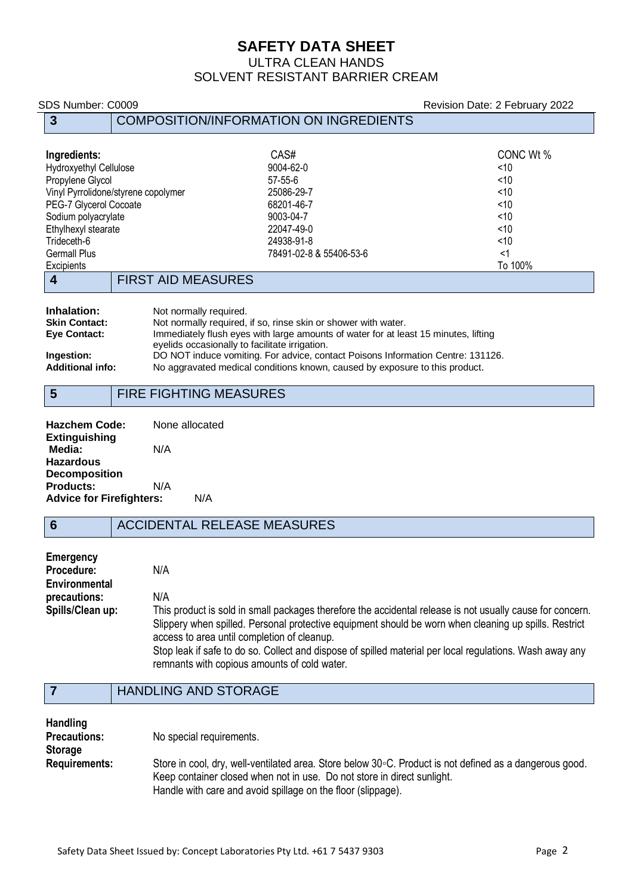# SAFETY DATA SHEET

ULTRA CLEAN HANDS
SOLVENT RESISTANT BARRIER CREAM

SDS Number: C0009 Revision Date: 2 February 2022

## 3 COMPOSITION/INFORMATION ON INGREDIENTS

| Ingredients: | CAS# | CONC Wt % |
|---|---|---|
| Hydroxyethyl Cellulose | 9004-62-0 | <10 |
| Propylene Glycol | 57-55-6 | <10 |
| Vinyl Pyrrolidone/styrene copolymer | 25086-29-7 | <10 |
| PEG-7 Glycerol Cocoate | 68201-46-7 | <10 |
| Sodium polyacrylate | 9003-04-7 | <10 |
| Ethylhexyl stearate | 22047-49-0 | <10 |
| Trideceth-6 | 24938-91-8 | <10 |
| Germall Plus | 78491-02-8 & 55406-53-6 | <1 |
| Excipients | | To 100% |

## 4 FIRST AID MEASURES

**Inhalation:** Not normally required.

**Skin Contact:** Not normally required, if so, rinse skin or shower with water.

**Eye Contact:** Immediately flush eyes with large amounts of water for at least 15 minutes, lifting eyelids occasionally to facilitate irrigation.

**Ingestion:** DO NOT induce vomiting. For advice, contact Poisons Information Centre: 131126.

**Additional info:** No aggravated medical conditions known, caused by exposure to this product.

## 5 FIRE FIGHTING MEASURES

**Hazchem Code:** None allocated

**Extinguishing Media:** N/A

**Hazardous Decomposition Products:** N/A

**Advice for Firefighters:** N/A

## 6 ACCIDENTAL RELEASE MEASURES

**Emergency Procedure:** N/A

**Environmental precautions:** N/A

**Spills/Clean up:** This product is sold in small packages therefore the accidental release is not usually cause for concern. Slippery when spilled. Personal protective equipment should be worn when cleaning up spills. Restrict access to area until completion of cleanup.
Stop leak if safe to do so. Collect and dispose of spilled material per local regulations. Wash away any remnants with copious amounts of cold water.

## 7 HANDLING AND STORAGE

**Handling Precautions:** No special requirements.

**Storage Requirements:** Store in cool, dry, well-ventilated area. Store below 30◦C. Product is not defined as a dangerous good. Keep container closed when not in use. Do not store in direct sunlight.
Handle with care and avoid spillage on the floor (slippage).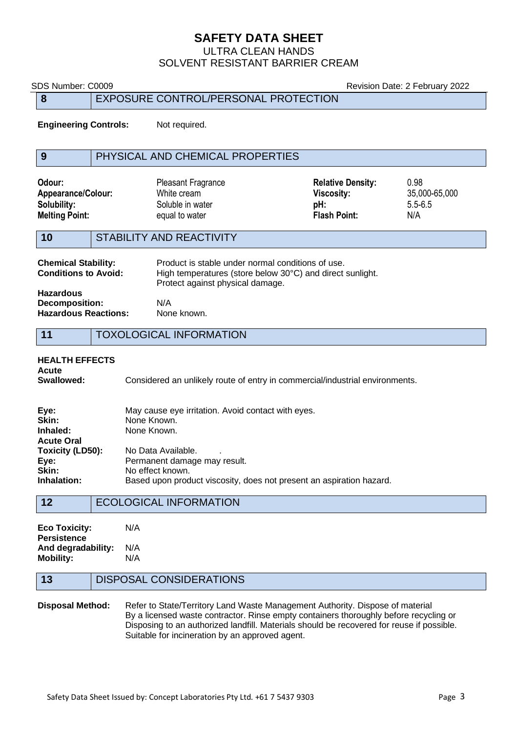SDS Number: C0009 | Revision Date: 2 February 2022

## 8 EXPOSURE CONTROL/PERSONAL PROTECTION

**Engineering Controls:** Not required.

## 9 PHYSICAL AND CHEMICAL PROPERTIES

| | | | |
|---|---|---|---|
| **Odour:** | Pleasant Fragrance | **Relative Density:** | 0.98 |
| **Appearance/Colour:** | White cream | **Viscosity:** | 35,000-65,000 |
| **Solubility:** | Soluble in water | **pH:** | 5.5-6.5 |
| **Melting Point:** | equal to water | **Flash Point:** | N/A |

## 10 STABILITY AND REACTIVITY

**Chemical Stability:** Product is stable under normal conditions of use.

**Conditions to Avoid:** High temperatures (store below 30°C) and direct sunlight. Protect against physical damage.

**Hazardous Decomposition:** N/A

**Hazardous Reactions:** None known.

## 11 TOXOLOGICAL INFORMATION

**HEALTH EFFECTS**

**Acute Swallowed:** Considered an unlikely route of entry in commercial/industrial environments.

**Eye:** May cause eye irritation. Avoid contact with eyes.

**Skin:** None Known.

**Inhaled:** None Known.

**Acute Oral Toxicity (LD50):** No Data Available. .

**Eye:** Permanent damage may result.

**Skin:** No effect known.

**Inhalation:** Based upon product viscosity, does not present an aspiration hazard.

## 12 ECOLOGICAL INFORMATION

**Eco Toxicity:** N/A

**Persistence And degradability:** N/A

**Mobility:** N/A

## 13 DISPOSAL CONSIDERATIONS

**Disposal Method:** Refer to State/Territory Land Waste Management Authority. Dispose of material By a licensed waste contractor. Rinse empty containers thoroughly before recycling or Disposing to an authorized landfill. Materials should be recovered for reuse if possible. Suitable for incineration by an approved agent.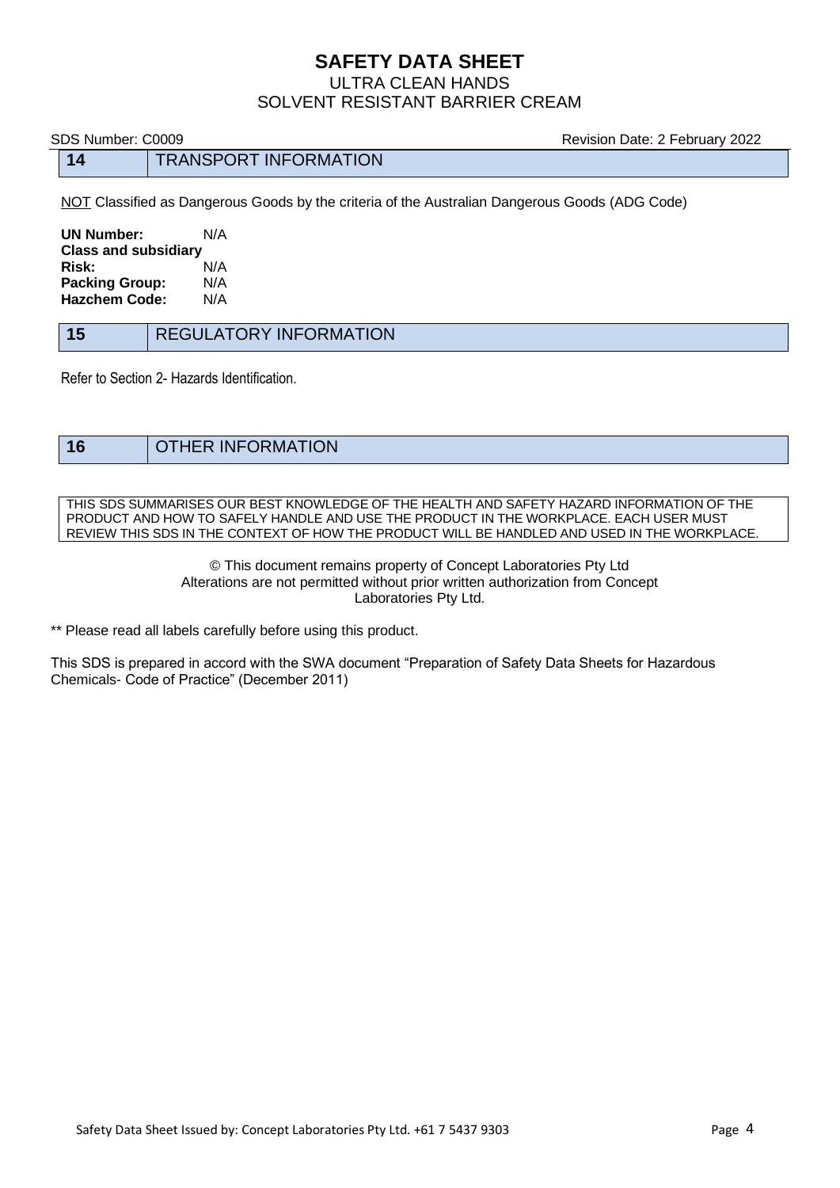## 14 TRANSPORT INFORMATION

NOT Classified as Dangerous Goods by the criteria of the Australian Dangerous Goods (ADG Code)

**UN Number:** N/A
**Class and subsidiary Risk:** N/A
**Packing Group:** N/A
**Hazchem Code:** N/A

## 15 REGULATORY INFORMATION

Refer to Section 2- Hazards Identification.

## 16 OTHER INFORMATION

THIS SDS SUMMARISES OUR BEST KNOWLEDGE OF THE HEALTH AND SAFETY HAZARD INFORMATION OF THE PRODUCT AND HOW TO SAFELY HANDLE AND USE THE PRODUCT IN THE WORKPLACE. EACH USER MUST REVIEW THIS SDS IN THE CONTEXT OF HOW THE PRODUCT WILL BE HANDLED AND USED IN THE WORKPLACE.

© This document remains property of Concept Laboratories Pty Ltd
Alterations are not permitted without prior written authorization from Concept Laboratories Pty Ltd.

** Please read all labels carefully before using this product.

This SDS is prepared in accord with the SWA document "Preparation of Safety Data Sheets for Hazardous Chemicals- Code of Practice" (December 2011)